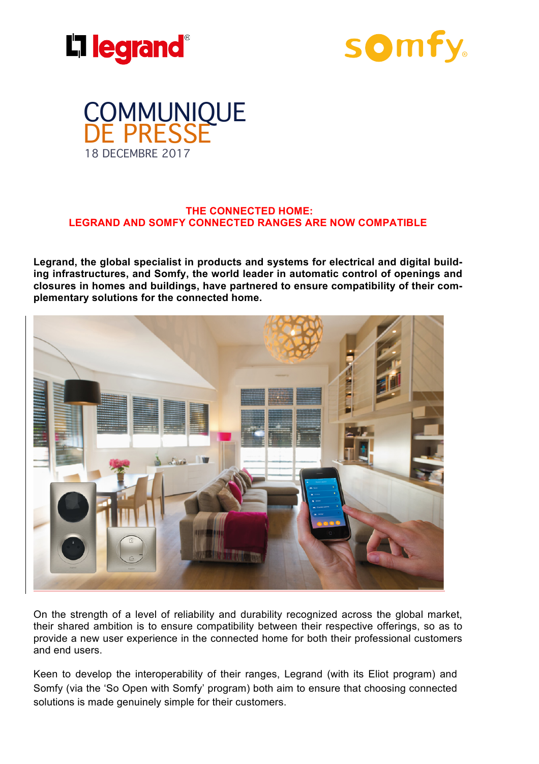# COMMUNIQUE DE PRESSE

18 DECEMBRE 2017

## THE CONNECTED HOME: LEGRAND AND SOMFY CONNECTED RANGES ARE NOW COMPATIBLE

**Legrand, the global specialist in products and systems for electrical and digital building infrastructures, and Somfy, the world leader in automatic control of openings and closures in homes and buildings, have partnered to ensure compatibility of their complementary solutions for the connected home.**

On the strength of a level of reliability and durability recognized across the global market, their shared ambition is to ensure compatibility between their respective offerings, so as to provide a new user experience in the connected home for both their professional customers and end users.

Keen to develop the interoperability of their ranges, Legrand (with its Eliot program) and Somfy (via the 'So Open with Somfy' program) both aim to ensure that choosing connected solutions is made genuinely simple for their customers.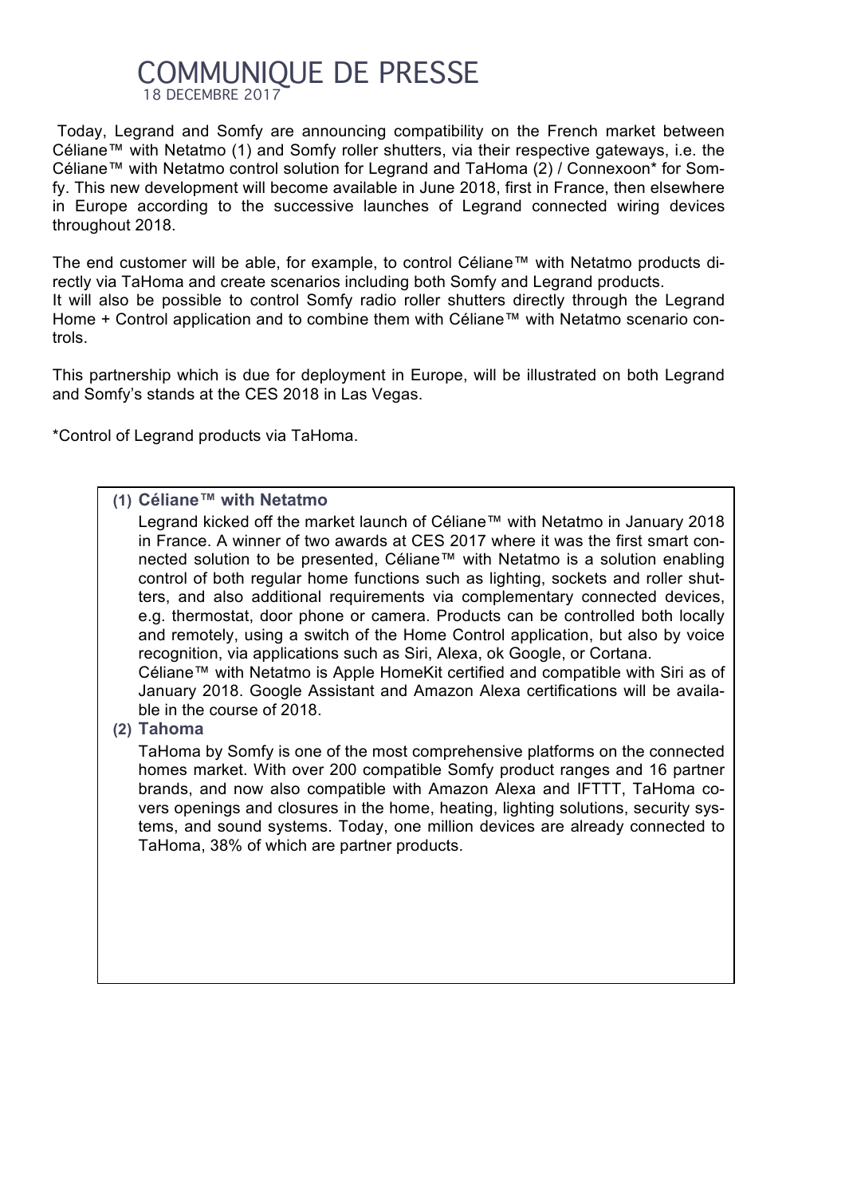# COMMUNIQUE DE PRESSE

18 DECEMBRE 2017

Today, Legrand and Somfy are announcing compatibility on the French market between Céliane™ with Netatmo (1) and Somfy roller shutters, via their respective gateways, i.e. the Céliane™ with Netatmo control solution for Legrand and TaHoma (2) / Connexoon* for Somfy. This new development will become available in June 2018, first in France, then elsewhere in Europe according to the successive launches of Legrand connected wiring devices throughout 2018.

The end customer will be able, for example, to control Céliane™ with Netatmo products directly via TaHoma and create scenarios including both Somfy and Legrand products.
It will also be possible to control Somfy radio roller shutters directly through the Legrand Home + Control application and to combine them with Céliane™ with Netatmo scenario controls.

This partnership which is due for deployment in Europe, will be illustrated on both Legrand and Somfy's stands at the CES 2018 in Las Vegas.

*Control of Legrand products via TaHoma.

**(1) Céliane™ with Netatmo**

Legrand kicked off the market launch of Céliane™ with Netatmo in January 2018 in France. A winner of two awards at CES 2017 where it was the first smart connected solution to be presented, Céliane™ with Netatmo is a solution enabling control of both regular home functions such as lighting, sockets and roller shutters, and also additional requirements via complementary connected devices, e.g. thermostat, door phone or camera. Products can be controlled both locally and remotely, using a switch of the Home Control application, but also by voice recognition, via applications such as Siri, Alexa, ok Google, or Cortana.
Céliane™ with Netatmo is Apple HomeKit certified and compatible with Siri as of January 2018. Google Assistant and Amazon Alexa certifications will be available in the course of 2018.

**(2) Tahoma**

TaHoma by Somfy is one of the most comprehensive platforms on the connected homes market. With over 200 compatible Somfy product ranges and 16 partner brands, and now also compatible with Amazon Alexa and IFTTT, TaHoma covers openings and closures in the home, heating, lighting solutions, security systems, and sound systems. Today, one million devices are already connected to TaHoma, 38% of which are partner products.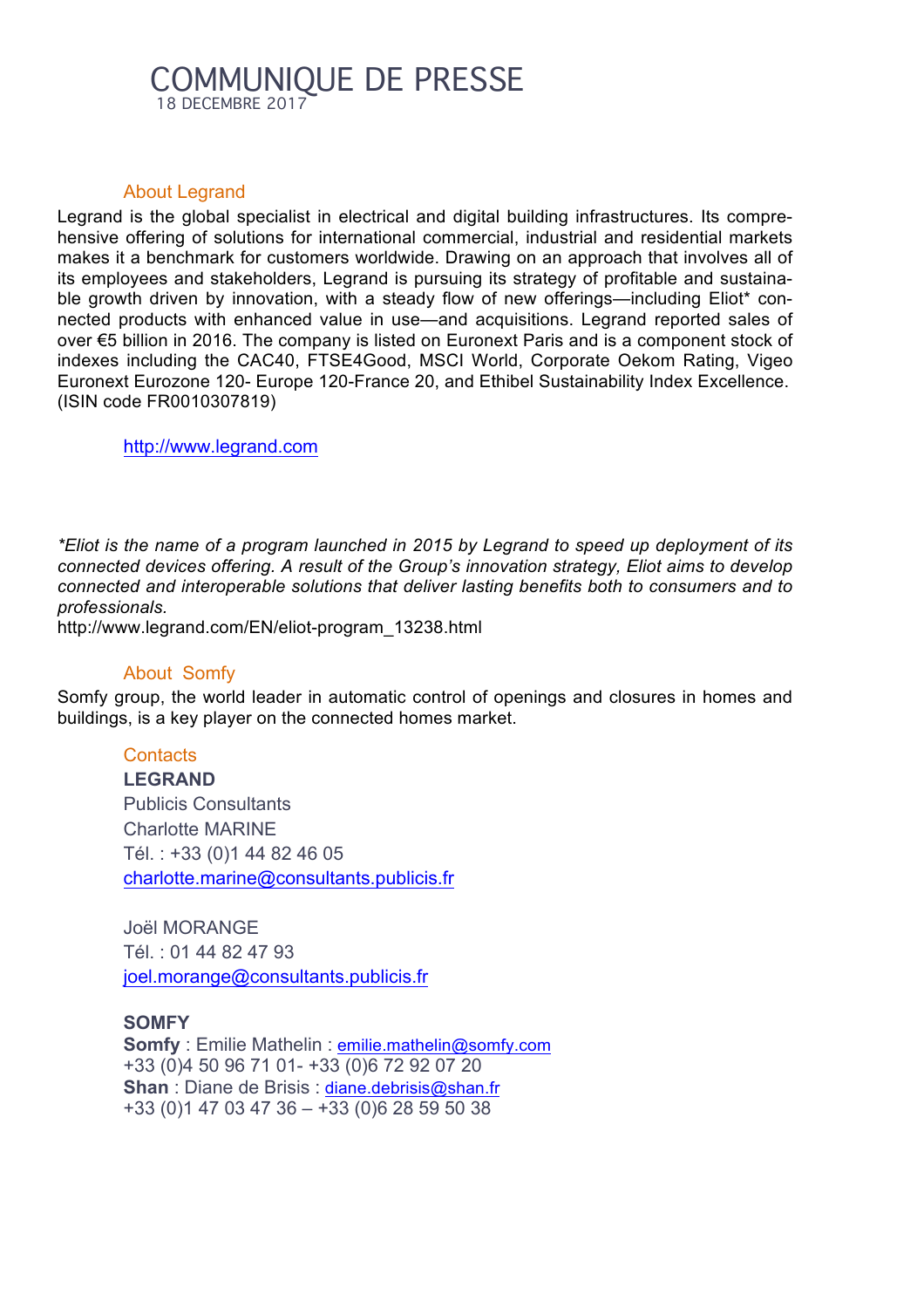# COMMUNIQUE DE PRESSE

18 DECEMBRE 2017

## About Legrand

Legrand is the global specialist in electrical and digital building infrastructures. Its comprehensive offering of solutions for international commercial, industrial and residential markets makes it a benchmark for customers worldwide. Drawing on an approach that involves all of its employees and stakeholders, Legrand is pursuing its strategy of profitable and sustainable growth driven by innovation, with a steady flow of new offerings—including Eliot* connected products with enhanced value in use—and acquisitions. Legrand reported sales of over €5 billion in 2016. The company is listed on Euronext Paris and is a component stock of indexes including the CAC40, FTSE4Good, MSCI World, Corporate Oekom Rating, Vigeo Euronext Eurozone 120- Europe 120-France 20, and Ethibel Sustainability Index Excellence. (ISIN code FR0010307819)

http://www.legrand.com

*\*Eliot is the name of a program launched in 2015 by Legrand to speed up deployment of its connected devices offering. A result of the Group's innovation strategy, Eliot aims to develop connected and interoperable solutions that deliver lasting benefits both to consumers and to professionals.*

http://www.legrand.com/EN/eliot-program_13238.html

## About Somfy

Somfy group, the world leader in automatic control of openings and closures in homes and buildings, is a key player on the connected homes market.

## Contacts

**LEGRAND**

Publicis Consultants
Charlotte MARINE
Tél. : +33 (0)1 44 82 46 05
charlotte.marine@consultants.publicis.fr

Joël MORANGE
Tél. : 01 44 82 47 93
joel.morange@consultants.publicis.fr

**SOMFY**

**Somfy** : Emilie Mathelin : emilie.mathelin@somfy.com
+33 (0)4 50 96 71 01- +33 (0)6 72 92 07 20
**Shan** : Diane de Brisis : diane.debrisis@shan.fr
+33 (0)1 47 03 47 36 – +33 (0)6 28 59 50 38